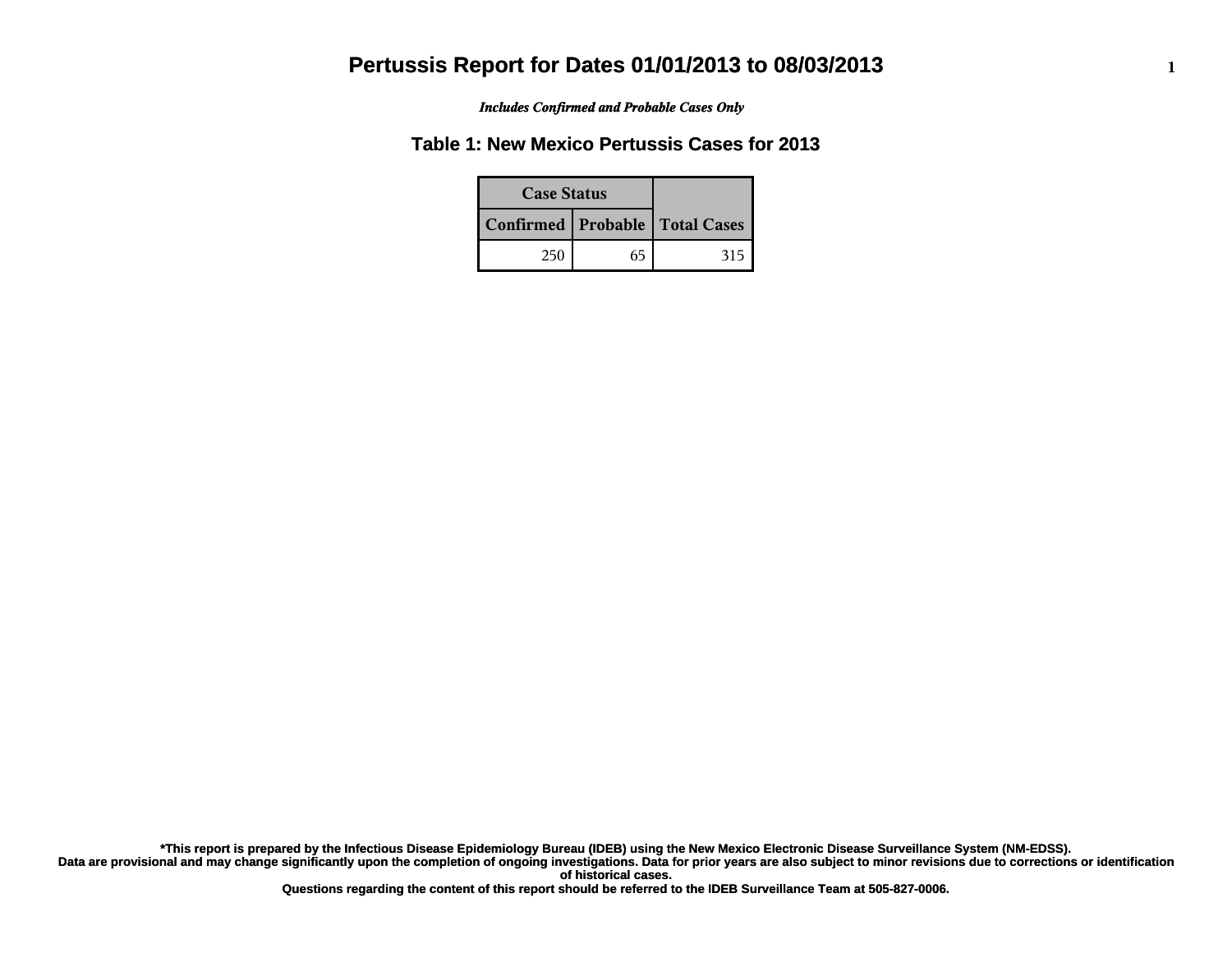# Pertussis Report for Dates 01/01/2013 to 08/03/2013

***Includes Confirmed and Probable Cases Only***

## Table 1: New Mexico Pertussis Cases for 2013

| Case Status | | |
|---|---|---|
| **Confirmed** | **Probable** | **Total Cases** |
| 250 | 65 | 315 |

**\*This report is prepared by the Infectious Disease Epidemiology Bureau (IDEB) using the New Mexico Electronic Disease Surveillance System (NM-EDSS).**
**Data are provisional and may change significantly upon the completion of ongoing investigations. Data for prior years are also subject to minor revisions due to corrections or identification of historical cases.**
**Questions regarding the content of this report should be referred to the IDEB Surveillance Team at 505-827-0006.**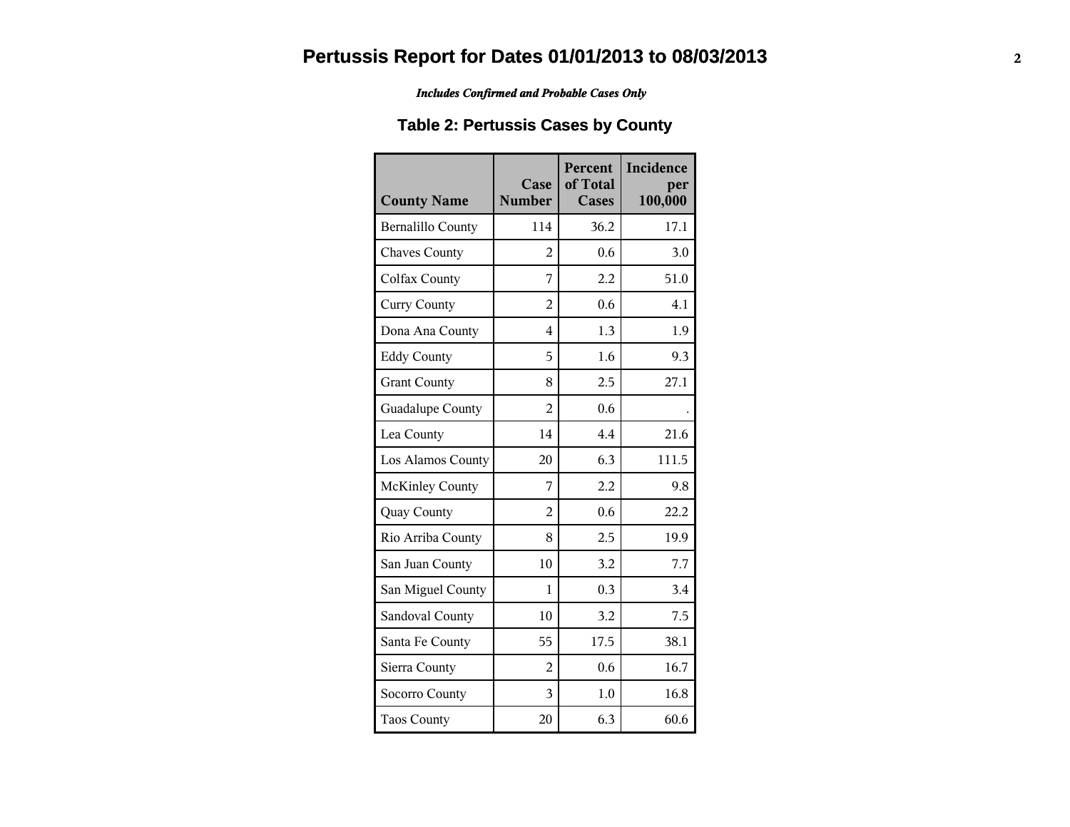# Pertussis Report for Dates 01/01/2013 to 08/03/2013

***Includes Confirmed and Probable Cases Only***

## Table 2: Pertussis Cases by County

| County Name | Case Number | Percent of Total Cases | Incidence per 100,000 |
|---|---|---|---|
| Bernalillo County | 114 | 36.2 | 17.1 |
| Chaves County | 2 | 0.6 | 3.0 |
| Colfax County | 7 | 2.2 | 51.0 |
| Curry County | 2 | 0.6 | 4.1 |
| Dona Ana County | 4 | 1.3 | 1.9 |
| Eddy County | 5 | 1.6 | 9.3 |
| Grant County | 8 | 2.5 | 27.1 |
| Guadalupe County | 2 | 0.6 | . |
| Lea County | 14 | 4.4 | 21.6 |
| Los Alamos County | 20 | 6.3 | 111.5 |
| McKinley County | 7 | 2.2 | 9.8 |
| Quay County | 2 | 0.6 | 22.2 |
| Rio Arriba County | 8 | 2.5 | 19.9 |
| San Juan County | 10 | 3.2 | 7.7 |
| San Miguel County | 1 | 0.3 | 3.4 |
| Sandoval County | 10 | 3.2 | 7.5 |
| Santa Fe County | 55 | 17.5 | 38.1 |
| Sierra County | 2 | 0.6 | 16.7 |
| Socorro County | 3 | 1.0 | 16.8 |
| Taos County | 20 | 6.3 | 60.6 |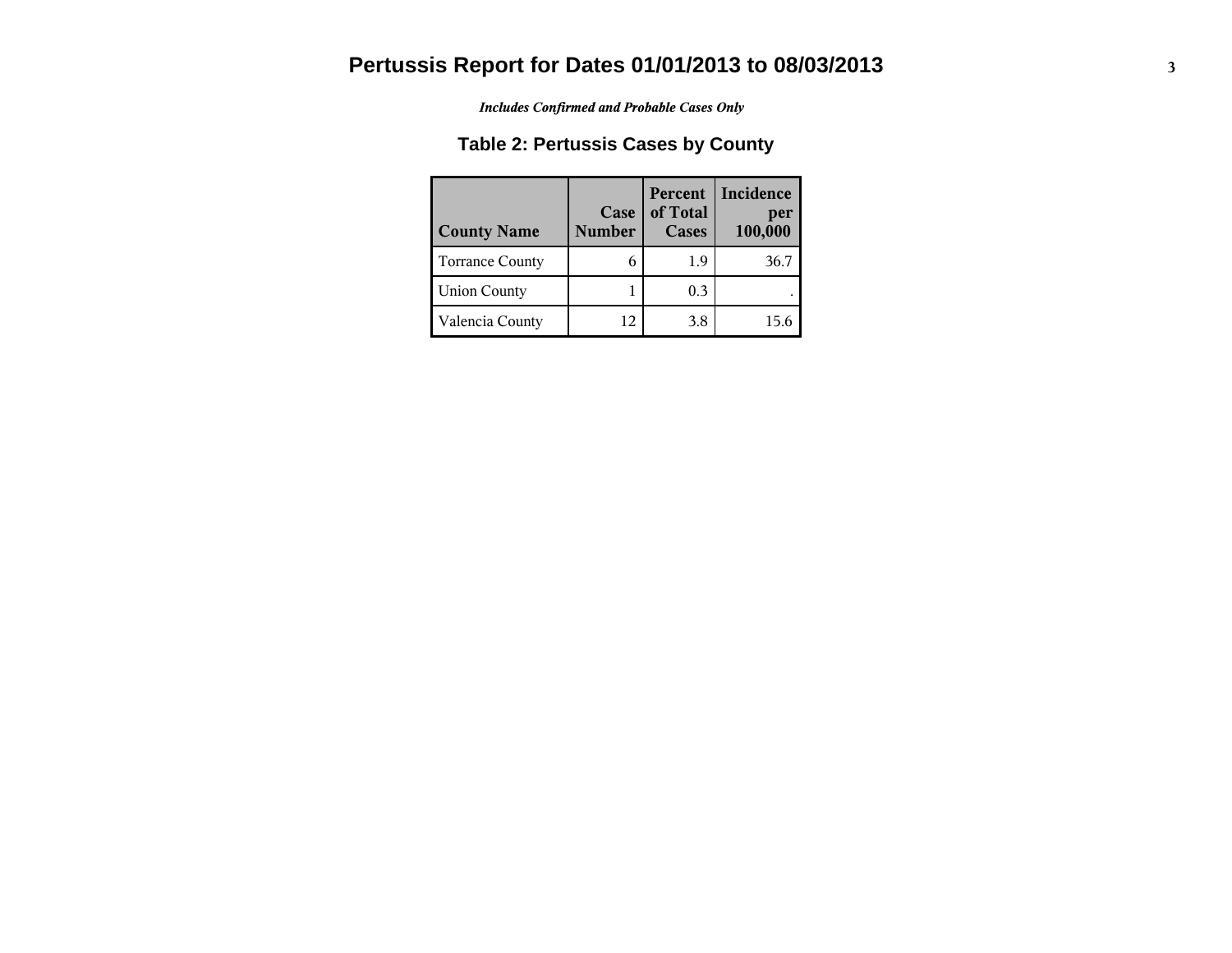# Pertussis Report for Dates 01/01/2013 to 08/03/2013

*Includes Confirmed and Probable Cases Only*

## Table 2: Pertussis Cases by County

| County Name | Case Number | Percent of Total Cases | Incidence per 100,000 |
|---|---|---|---|
| Torrance County | 6 | 1.9 | 36.7 |
| Union County | 1 | 0.3 | . |
| Valencia County | 12 | 3.8 | 15.6 |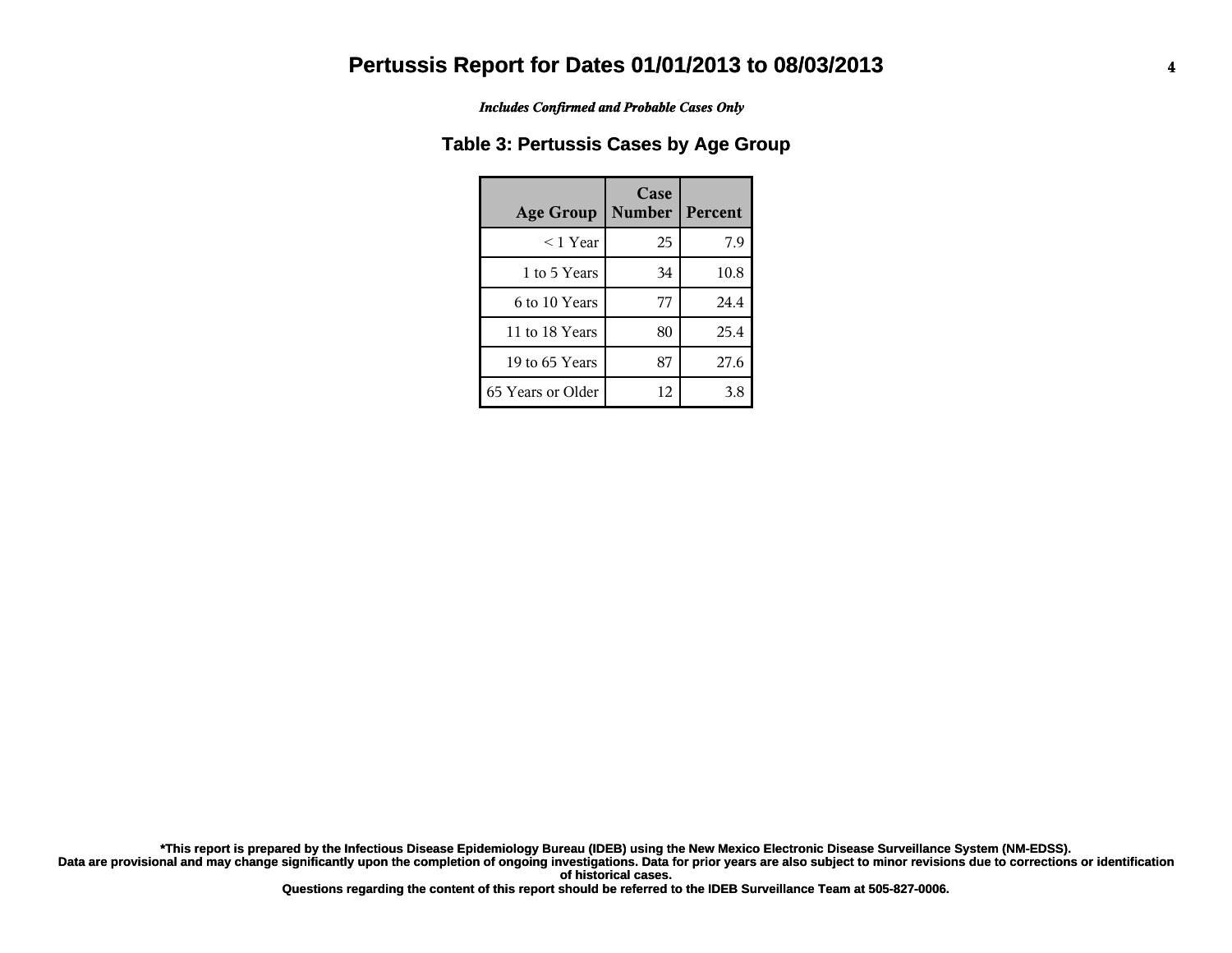# Pertussis Report for Dates 01/01/2013 to 08/03/2013

*Includes Confirmed and Probable Cases Only*

## Table 3: Pertussis Cases by Age Group

| Age Group | Case Number | Percent |
|---|---|---|
| < 1 Year | 25 | 7.9 |
| 1 to 5 Years | 34 | 10.8 |
| 6 to 10 Years | 77 | 24.4 |
| 11 to 18 Years | 80 | 25.4 |
| 19 to 65 Years | 87 | 27.6 |
| 65 Years or Older | 12 | 3.8 |

**\*This report is prepared by the Infectious Disease Epidemiology Bureau (IDEB) using the New Mexico Electronic Disease Surveillance System (NM-EDSS). Data are provisional and may change significantly upon the completion of ongoing investigations. Data for prior years are also subject to minor revisions due to corrections or identification of historical cases. Questions regarding the content of this report should be referred to the IDEB Surveillance Team at 505-827-0006.**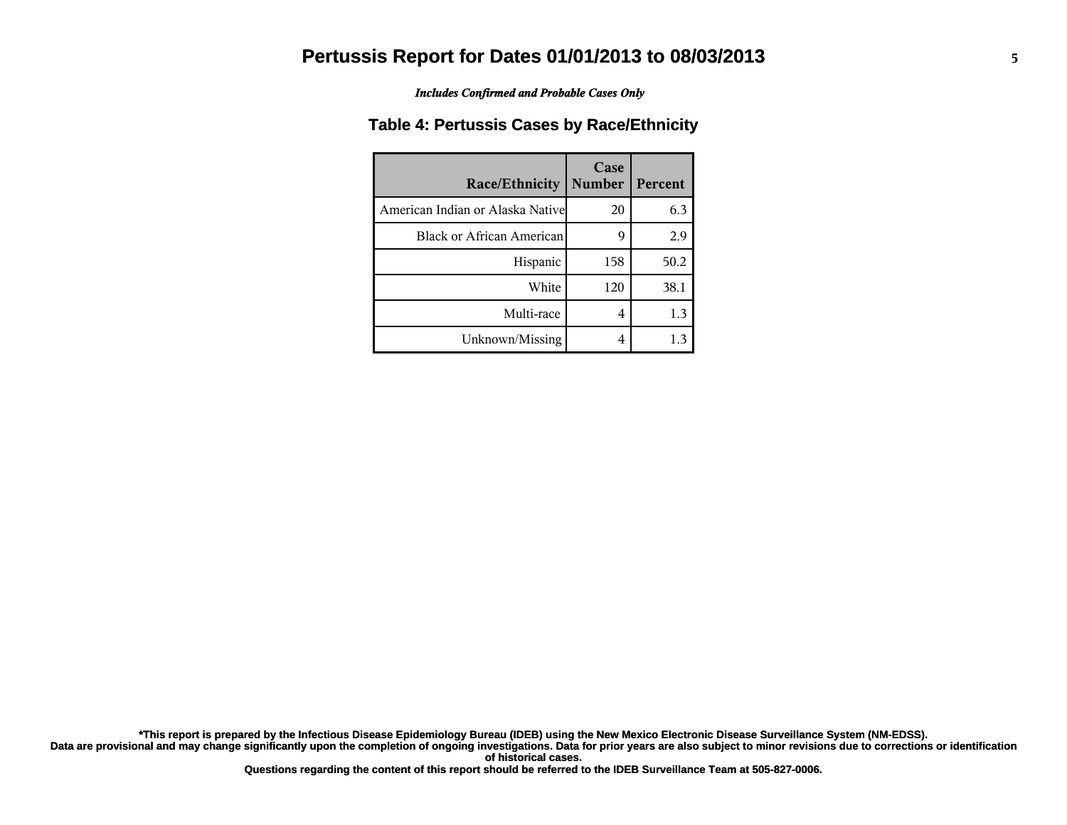# Pertussis Report for Dates 01/01/2013 to 08/03/2013

*Includes Confirmed and Probable Cases Only*

## Table 4: Pertussis Cases by Race/Ethnicity

| Race/Ethnicity | Case Number | Percent |
|---|---|---|
| American Indian or Alaska Native | 20 | 6.3 |
| Black or African American | 9 | 2.9 |
| Hispanic | 158 | 50.2 |
| White | 120 | 38.1 |
| Multi-race | 4 | 1.3 |
| Unknown/Missing | 4 | 1.3 |

**\*This report is prepared by the Infectious Disease Epidemiology Bureau (IDEB) using the New Mexico Electronic Disease Surveillance System (NM-EDSS).**
**Data are provisional and may change significantly upon the completion of ongoing investigations. Data for prior years are also subject to minor revisions due to corrections or identification of historical cases.**
**Questions regarding the content of this report should be referred to the IDEB Surveillance Team at 505-827-0006.**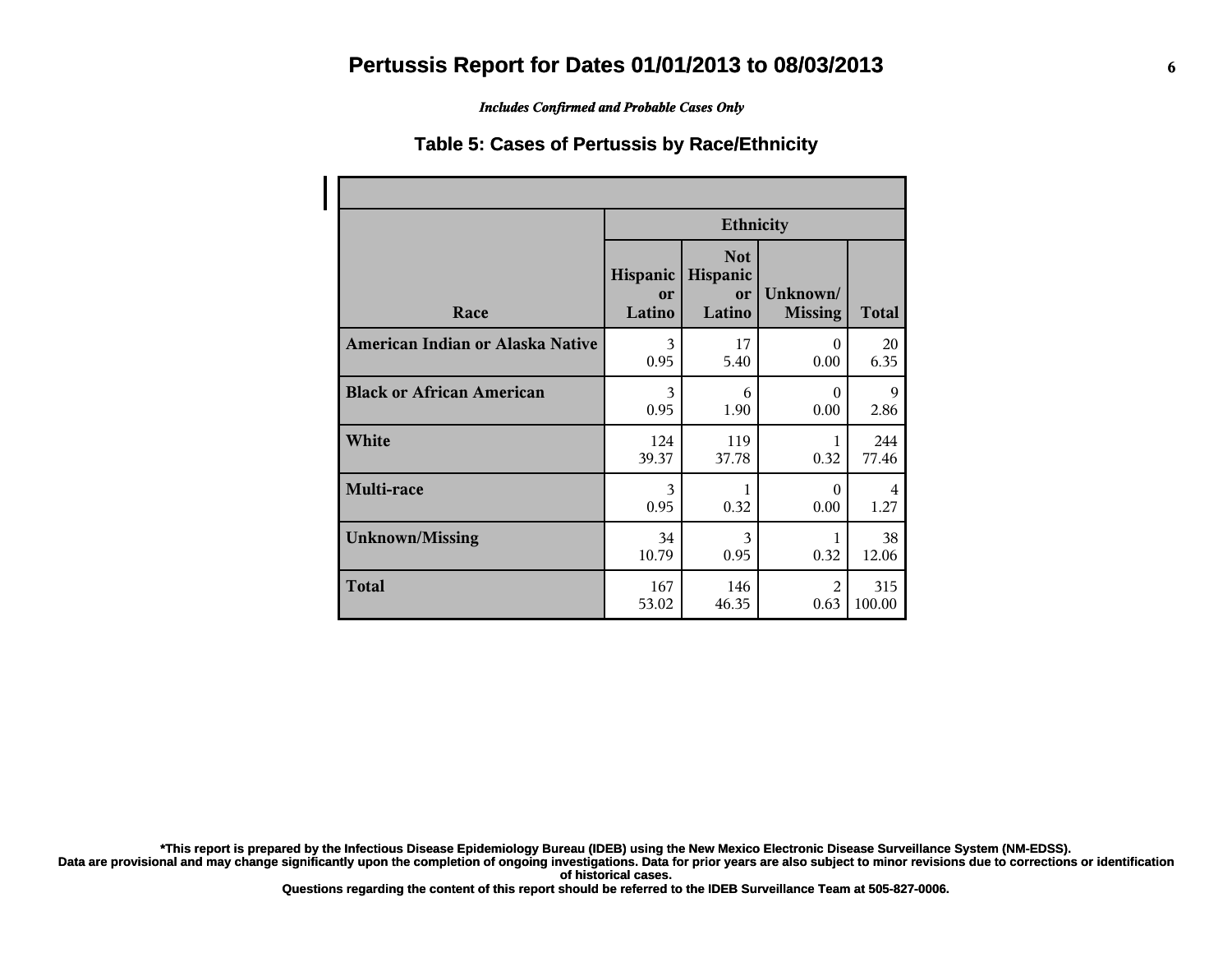# Pertussis Report for Dates 01/01/2013 to 08/03/2013

*Includes Confirmed and Probable Cases Only*

## Table 5: Cases of Pertussis by Race/Ethnicity

| Race | Ethnicity | | | |
|---|---|---|---|---|
| | Hispanic or Latino | Not Hispanic or Latino | Unknown/ Missing | Total |
| **American Indian or Alaska Native** | 3<br>0.95 | 17<br>5.40 | 0<br>0.00 | 20<br>6.35 |
| **Black or African American** | 3<br>0.95 | 6<br>1.90 | 0<br>0.00 | 9<br>2.86 |
| **White** | 124<br>39.37 | 119<br>37.78 | 1<br>0.32 | 244<br>77.46 |
| **Multi-race** | 3<br>0.95 | 1<br>0.32 | 0<br>0.00 | 4<br>1.27 |
| **Unknown/Missing** | 34<br>10.79 | 3<br>0.95 | 1<br>0.32 | 38<br>12.06 |
| **Total** | 167<br>53.02 | 146<br>46.35 | 2<br>0.63 | 315<br>100.00 |

**\*This report is prepared by the Infectious Disease Epidemiology Bureau (IDEB) using the New Mexico Electronic Disease Surveillance System (NM-EDSS). Data are provisional and may change significantly upon the completion of ongoing investigations. Data for prior years are also subject to minor revisions due to corrections or identification of historical cases. Questions regarding the content of this report should be referred to the IDEB Surveillance Team at 505-827-0006.**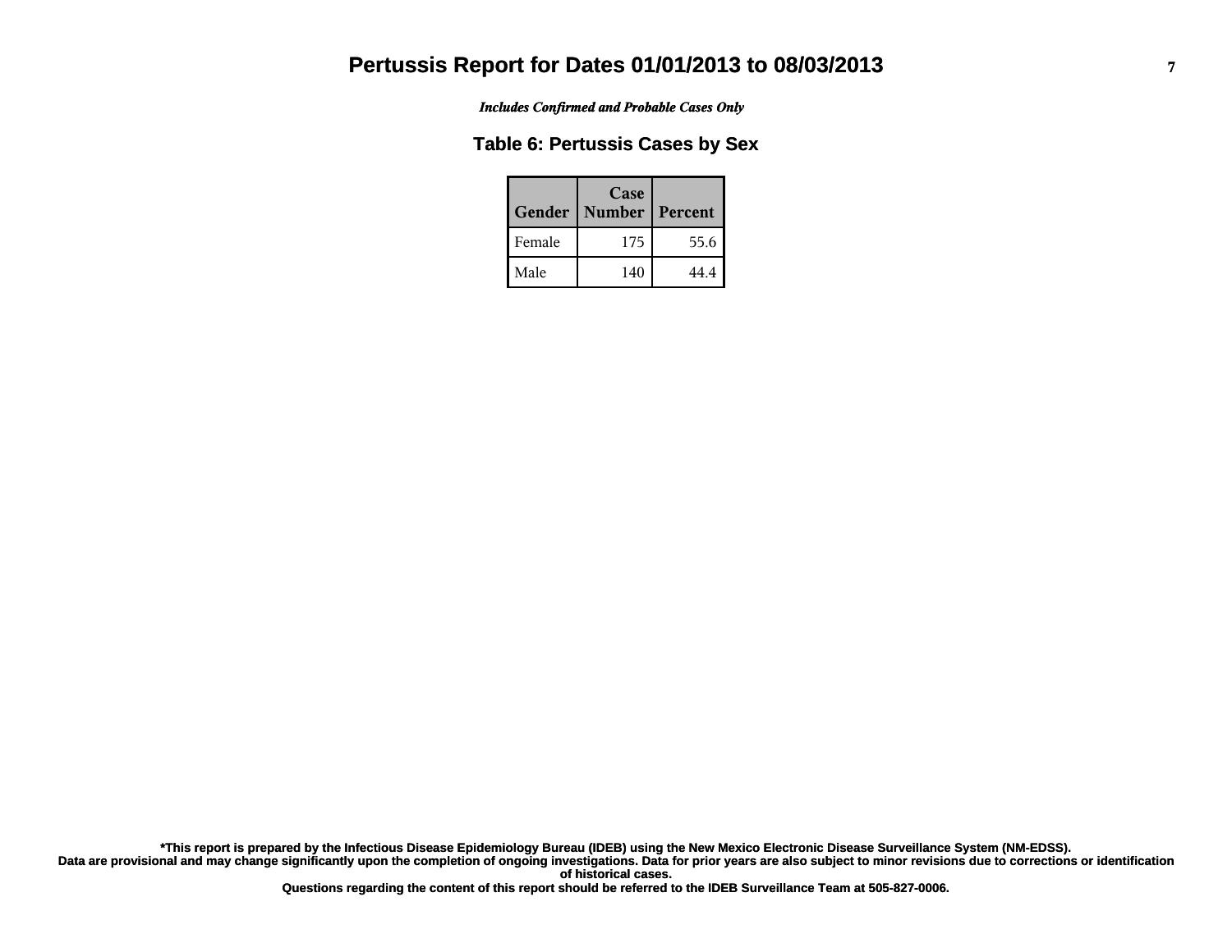# Pertussis Report for Dates 01/01/2013 to 08/03/2013

*Includes Confirmed and Probable Cases Only*

## Table 6: Pertussis Cases by Sex

| Gender | Case Number | Percent |
|---|---|---|
| Female | 175 | 55.6 |
| Male | 140 | 44.4 |

**\*This report is prepared by the Infectious Disease Epidemiology Bureau (IDEB) using the New Mexico Electronic Disease Surveillance System (NM-EDSS). Data are provisional and may change significantly upon the completion of ongoing investigations. Data for prior years are also subject to minor revisions due to corrections or identification of historical cases. Questions regarding the content of this report should be referred to the IDEB Surveillance Team at 505-827-0006.**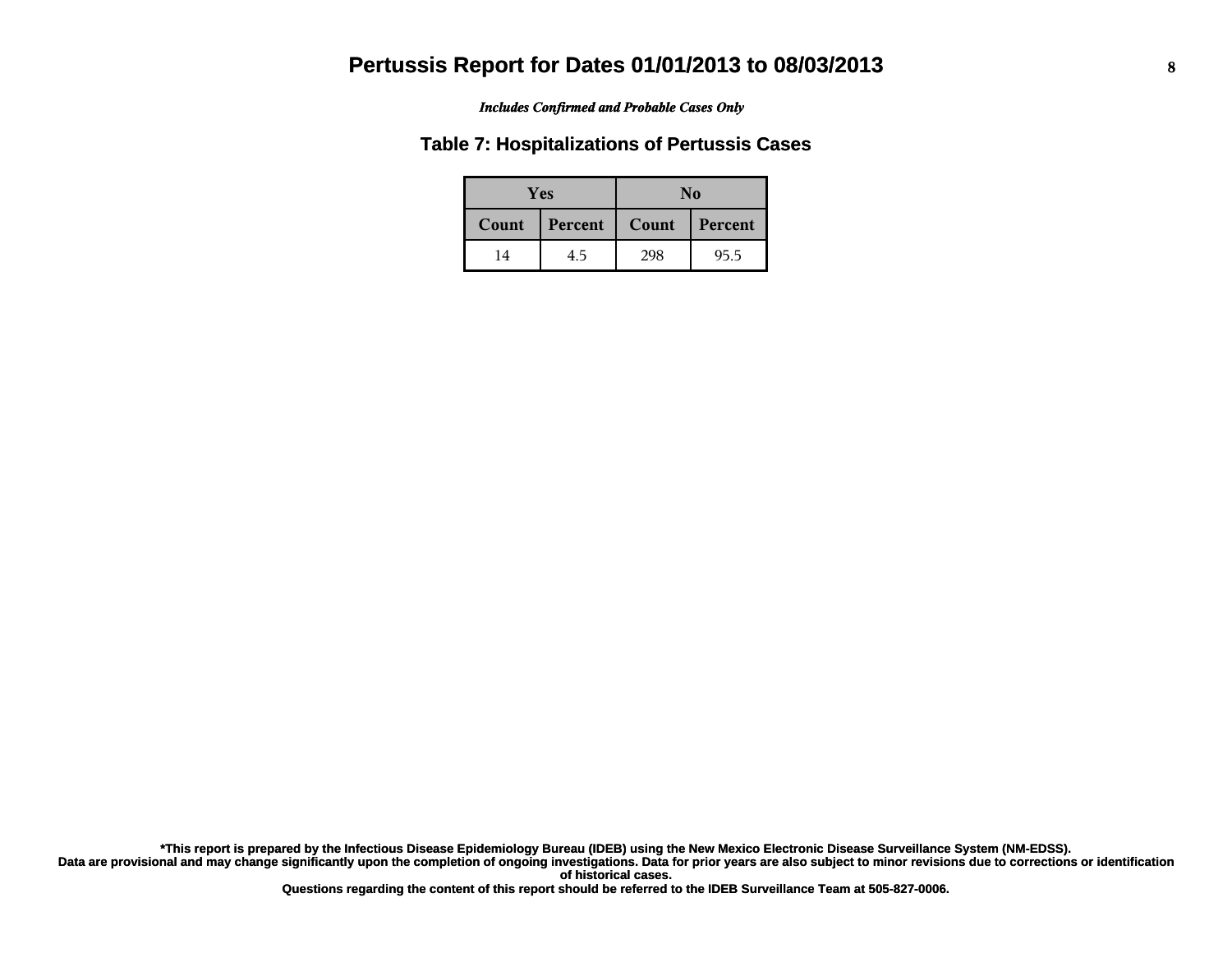# Pertussis Report for Dates 01/01/2013 to 08/03/2013

***Includes Confirmed and Probable Cases Only***

## Table 7: Hospitalizations of Pertussis Cases

| Yes | | No | |
|---|---|---|---|
| **Count** | **Percent** | **Count** | **Percent** |
| 14 | 4.5 | 298 | 95.5 |

**\*This report is prepared by the Infectious Disease Epidemiology Bureau (IDEB) using the New Mexico Electronic Disease Surveillance System (NM-EDSS).
Data are provisional and may change significantly upon the completion of ongoing investigations. Data for prior years are also subject to minor revisions due to corrections or identification of historical cases.
Questions regarding the content of this report should be referred to the IDEB Surveillance Team at 505-827-0006.**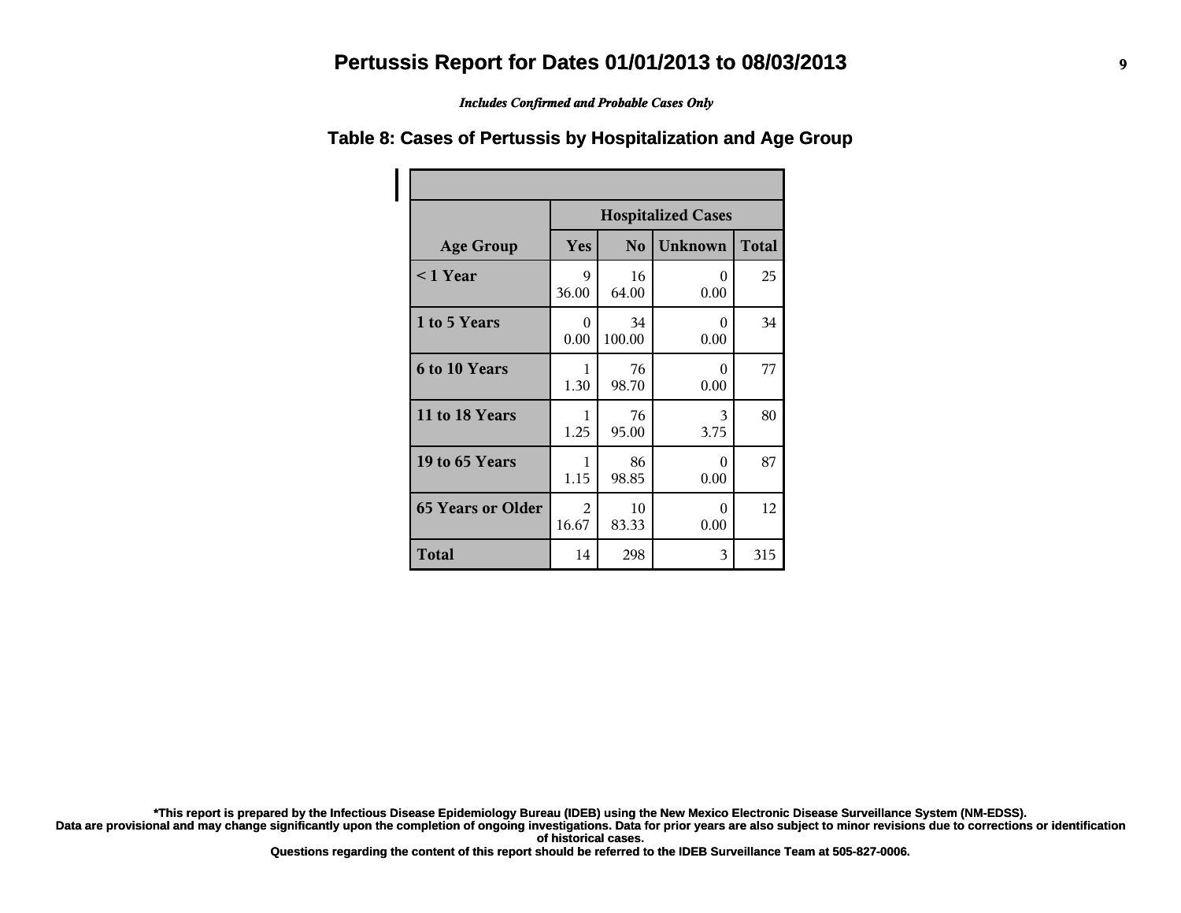# Pertussis Report for Dates 01/01/2013 to 08/03/2013

***Includes Confirmed and Probable Cases Only***

## Table 8: Cases of Pertussis by Hospitalization and Age Group

| Age Group | Hospitalized Cases Yes | No | Unknown | Total |
|---|---|---|---|---|
| **< 1 Year** | 9<br>36.00 | 16<br>64.00 | 0<br>0.00 | 25 |
| **1 to 5 Years** | 0<br>0.00 | 34<br>100.00 | 0<br>0.00 | 34 |
| **6 to 10 Years** | 1<br>1.30 | 76<br>98.70 | 0<br>0.00 | 77 |
| **11 to 18 Years** | 1<br>1.25 | 76<br>95.00 | 3<br>3.75 | 80 |
| **19 to 65 Years** | 1<br>1.15 | 86<br>98.85 | 0<br>0.00 | 87 |
| **65 Years or Older** | 2<br>16.67 | 10<br>83.33 | 0<br>0.00 | 12 |
| **Total** | 14 | 298 | 3 | 315 |

**\*This report is prepared by the Infectious Disease Epidemiology Bureau (IDEB) using the New Mexico Electronic Disease Surveillance System (NM-EDSS). Data are provisional and may change significantly upon the completion of ongoing investigations. Data for prior years are also subject to minor revisions due to corrections or identification of historical cases. Questions regarding the content of this report should be referred to the IDEB Surveillance Team at 505-827-0006.**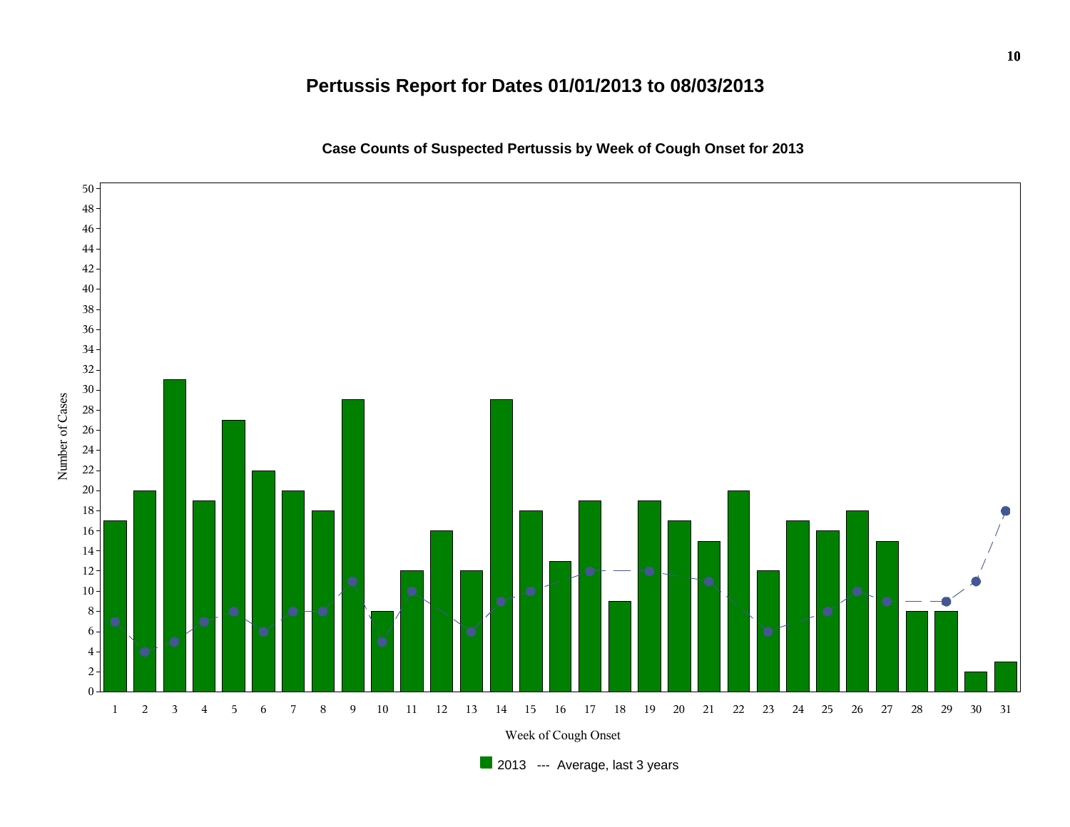# Pertussis Report for Dates 01/01/2013 to 08/03/2013

**Case Counts of Suspected Pertussis by Week of Cough Onset for 2013**

Number of Cases

0 2 4 6 8 10 12 14 16 18 20 22 24 26 28 30 32 34 36 38 40 42 44 46 48 50

1 2 3 4 5 6 7 8 9 10 11 12 13 14 15 16 17 18 19 20 21 22 23 24 25 26 27 28 29 30 31

Week of Cough Onset

2013 --- Average, last 3 years